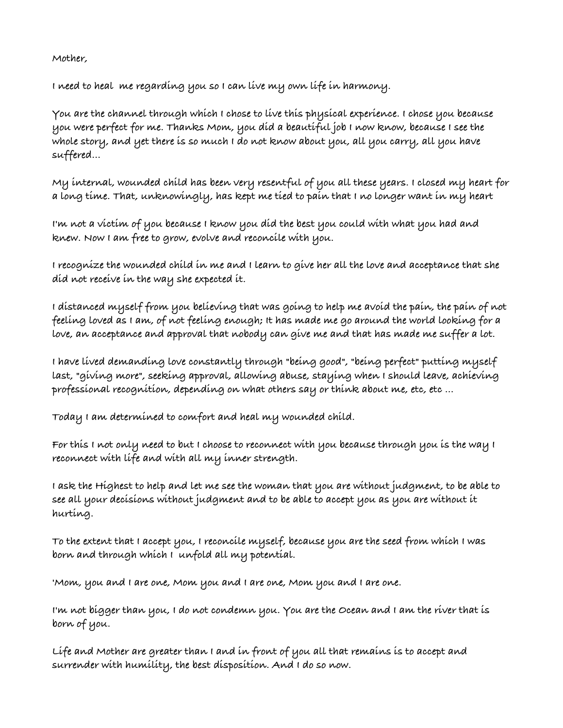Mother,

I need to heal  me regarding you so I can live my own life in harmony.

You are the channel through which I chose to live this physical experience. I chose you because you were perfect for me. Thanks Mom, you did a beautiful job I now know, because I see the whole story, and yet there is so much I do not know about you, all you carry, all you have suffered...

My internal, wounded child has been very resentful of you all these years. I closed my heart for a long time. That, unknowingly, has kept me tied to pain that I no longer want in my heart

I'm not a victim of you because I know you did the best you could with what you had and knew. Now I am free to grow, evolve and reconcile with you.

I recognize the wounded child in me and I learn to give her all the love and acceptance that she did not receive in the way she expected it.

I distanced myself from you believing that was going to help me avoid the pain, the pain of not feeling loved as I am, of not feeling enough; It has made me go around the world looking for a love, an acceptance and approval that nobody can give me and that has made me suffer a lot.

I have lived demanding love constantly through "being good", "being perfect" putting myself last, "giving more", seeking approval, allowing abuse, staying when I should leave, achieving professional recognition, depending on what others say or think about me, etc, etc ...

Today I am determined to comfort and heal my wounded child.

For this I not only need to but I choose to reconnect with you because through you is the way I reconnect with life and with all my inner strength.

I ask the Highest to help and let me see the woman that you are without judgment, to be able to see all your decisions without judgment and to be able to accept you as you are without it hurting.

To the extent that I accept you, I reconcile myself, because you are the seed from which I was born and through which I  unfold all my potential.

'Mom, you and I are one, Mom you and I are one, Mom you and I are one.

I'm not bigger than you, I do not condemn you. You are the Ocean and I am the river that is born of you.

Life and Mother are greater than I and in front of you all that remains is to accept and surrender with humility, the best disposition. And I do so now.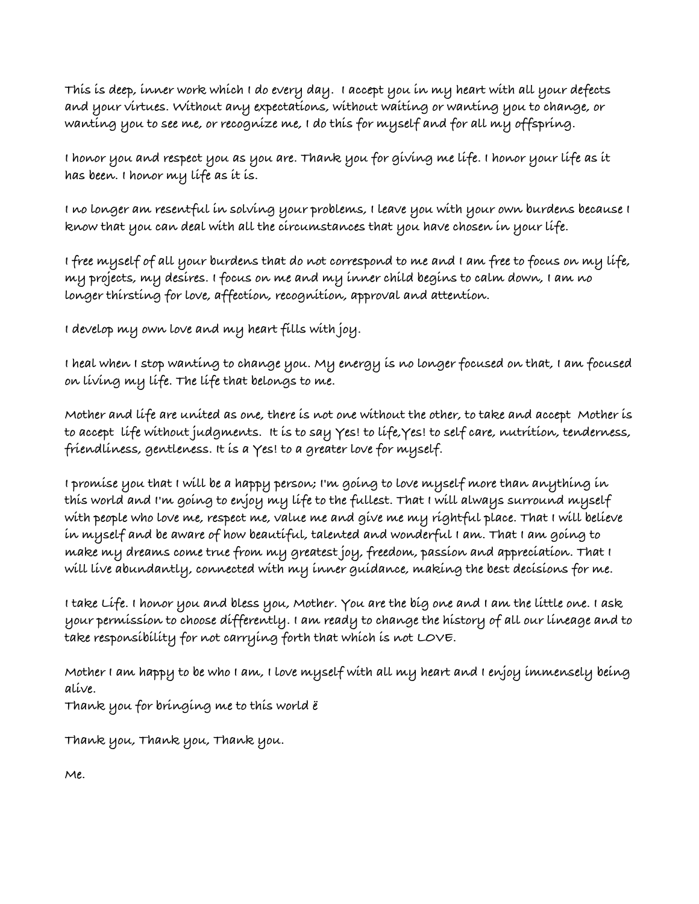This is deep, inner work which I do every day. I accept you in my heart with all your defects and your virtues. Without any expectations, without waiting or wanting you to change, or wanting you to see me, or recognize me, I do this for myself and for all my offspring.

I honor you and respect you as you are. Thank you for giving me life. I honor your life as it has been. I honor my life as it is.

I no longer am resentful in solving your problems, I leave you with your own burdens because I know that you can deal with all the circumstances that you have chosen in your life.

I free myself of all your burdens that do not correspond to me and I am free to focus on my life, my projects, my desires. I focus on me and my inner child begins to calm down, I am no longer thirsting for love, affection, recognition, approval and attention.

I develop my own love and my heart fills with joy.

I heal when I stop wanting to change you. My energy is no longer focused on that, I am focused on living my life. The life that belongs to me.

Mother and life are united as one, there is not one without the other, to take and accept Mother is to accept life without judgments. It is to say Yes! to life,Yes! to self care, nutrition, tenderness, friendliness, gentleness. It is a Yes! to a greater love for myself.

I promise you that I will be a happy person; I'm going to love myself more than anything in this world and I'm going to enjoy my life to the fullest. That I will always surround myself with people who love me, respect me, value me and give me my rightful place. That I will believe in myself and be aware of how beautiful, talented and wonderful I am. That I am going to make my dreams come true from my greatest joy, freedom, passion and appreciation. That I will live abundantly, connected with my inner guidance, making the best decisions for me.

I take Life. I honor you and bless you, Mother. You are the big one and I am the little one. I ask your permission to choose differently. I am ready to change the history of all our lineage and to take responsibility for not carrying forth that which is not LOVE.

Mother I am happy to be who I am, I love myself with all my heart and I enjoy immensely being alive.
Thank you for bringing me to this world ë

Thank you, Thank you, Thank you.

Me.